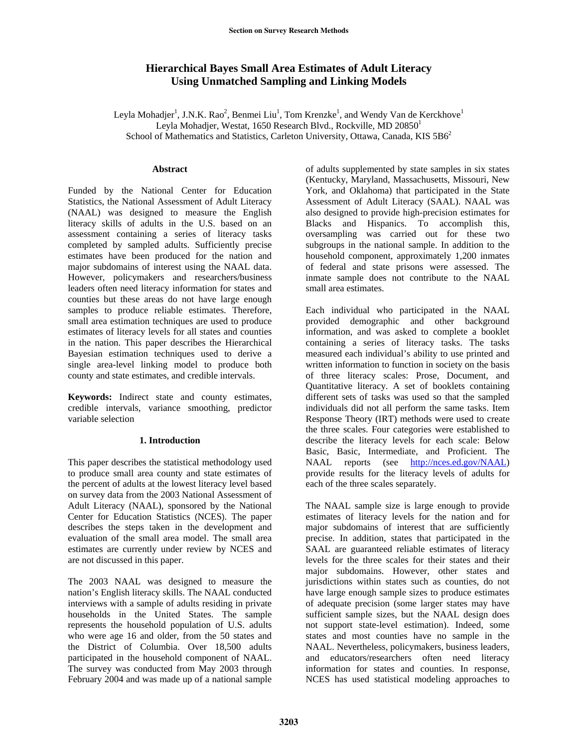# Hierarchical Bayes Small Area Estimates of Adult Literacy Using Unmatched Sampling and Linking Models

Leyla Mohadjer[1], J.N.K. Rao[2], Benmei Liu[1], Tom Krenzke[1], and Wendy Van de Kerckhove[1]
Leyla Mohadjer, Westat, 1650 Research Blvd., Rockville, MD 20850[1]
School of Mathematics and Statistics, Carleton University, Ottawa, Canada, KIS 5B6[2]

#### Abstract

Funded by the National Center for Education Statistics, the National Assessment of Adult Literacy (NAAL) was designed to measure the English literacy skills of adults in the U.S. based on an assessment containing a series of literacy tasks completed by sampled adults. Sufficiently precise estimates have been produced for the nation and major subdomains of interest using the NAAL data. However, policymakers and researchers/business leaders often need literacy information for states and counties but these areas do not have large enough samples to produce reliable estimates. Therefore, small area estimation techniques are used to produce estimates of literacy levels for all states and counties in the nation. This paper describes the Hierarchical Bayesian estimation techniques used to derive a single area-level linking model to produce both county and state estimates, and credible intervals.

**Keywords:** Indirect state and county estimates, credible intervals, variance smoothing, predictor variable selection

## 1. Introduction

This paper describes the statistical methodology used to produce small area county and state estimates of the percent of adults at the lowest literacy level based on survey data from the 2003 National Assessment of Adult Literacy (NAAL), sponsored by the National Center for Education Statistics (NCES). The paper describes the steps taken in the development and evaluation of the small area model. The small area estimates are currently under review by NCES and are not discussed in this paper.

The 2003 NAAL was designed to measure the nation's English literacy skills. The NAAL conducted interviews with a sample of adults residing in private households in the United States. The sample represents the household population of U.S. adults who were age 16 and older, from the 50 states and the District of Columbia. Over 18,500 adults participated in the household component of NAAL. The survey was conducted from May 2003 through February 2004 and was made up of a national sample of adults supplemented by state samples in six states (Kentucky, Maryland, Massachusetts, Missouri, New York, and Oklahoma) that participated in the State Assessment of Adult Literacy (SAAL). NAAL was also designed to provide high-precision estimates for Blacks and Hispanics. To accomplish this, oversampling was carried out for these two subgroups in the national sample. In addition to the household component, approximately 1,200 inmates of federal and state prisons were assessed. The inmate sample does not contribute to the NAAL small area estimates.

Each individual who participated in the NAAL provided demographic and other background information, and was asked to complete a booklet containing a series of literacy tasks. The tasks measured each individual's ability to use printed and written information to function in society on the basis of three literacy scales: Prose, Document, and Quantitative literacy. A set of booklets containing different sets of tasks was used so that the sampled individuals did not all perform the same tasks. Item Response Theory (IRT) methods were used to create the three scales. Four categories were established to describe the literacy levels for each scale: Below Basic, Basic, Intermediate, and Proficient. The NAAL reports (see http://nces.ed.gov/NAAL) provide results for the literacy levels of adults for each of the three scales separately.

The NAAL sample size is large enough to provide estimates of literacy levels for the nation and for major subdomains of interest that are sufficiently precise. In addition, states that participated in the SAAL are guaranteed reliable estimates of literacy levels for the three scales for their states and their major subdomains. However, other states and jurisdictions within states such as counties, do not have large enough sample sizes to produce estimates of adequate precision (some larger states may have sufficient sample sizes, but the NAAL design does not support state-level estimation). Indeed, some states and most counties have no sample in the NAAL. Nevertheless, policymakers, business leaders, and educators/researchers often need literacy information for states and counties. In response, NCES has used statistical modeling approaches to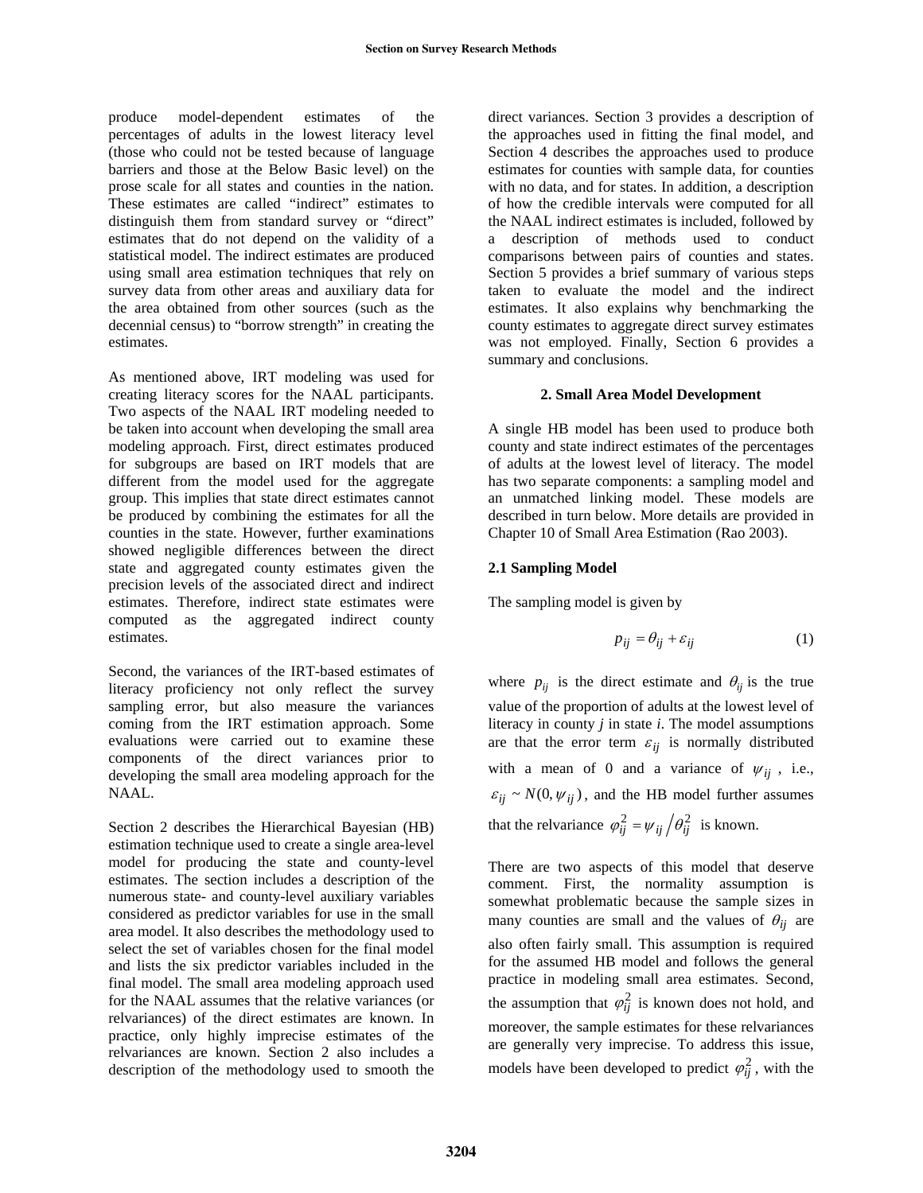produce model-dependent estimates of the percentages of adults in the lowest literacy level (those who could not be tested because of language barriers and those at the Below Basic level) on the prose scale for all states and counties in the nation. These estimates are called "indirect" estimates to distinguish them from standard survey or "direct" estimates that do not depend on the validity of a statistical model. The indirect estimates are produced using small area estimation techniques that rely on survey data from other areas and auxiliary data for the area obtained from other sources (such as the decennial census) to "borrow strength" in creating the estimates.

As mentioned above, IRT modeling was used for creating literacy scores for the NAAL participants. Two aspects of the NAAL IRT modeling needed to be taken into account when developing the small area modeling approach. First, direct estimates produced for subgroups are based on IRT models that are different from the model used for the aggregate group. This implies that state direct estimates cannot be produced by combining the estimates for all the counties in the state. However, further examinations showed negligible differences between the direct state and aggregated county estimates given the precision levels of the associated direct and indirect estimates. Therefore, indirect state estimates were computed as the aggregated indirect county estimates.

Second, the variances of the IRT-based estimates of literacy proficiency not only reflect the survey sampling error, but also measure the variances coming from the IRT estimation approach. Some evaluations were carried out to examine these components of the direct variances prior to developing the small area modeling approach for the NAAL.

Section 2 describes the Hierarchical Bayesian (HB) estimation technique used to create a single area-level model for producing the state and county-level estimates. The section includes a description of the numerous state- and county-level auxiliary variables considered as predictor variables for use in the small area model. It also describes the methodology used to select the set of variables chosen for the final model and lists the six predictor variables included in the final model. The small area modeling approach used for the NAAL assumes that the relative variances (or relvariances) of the direct estimates are known. In practice, only highly imprecise estimates of the relvariances are known. Section 2 also includes a description of the methodology used to smooth the direct variances. Section 3 provides a description of the approaches used in fitting the final model, and Section 4 describes the approaches used to produce estimates for counties with sample data, for counties with no data, and for states. In addition, a description of how the credible intervals were computed for all the NAAL indirect estimates is included, followed by a description of methods used to conduct comparisons between pairs of counties and states. Section 5 provides a brief summary of various steps taken to evaluate the model and the indirect estimates. It also explains why benchmarking the county estimates to aggregate direct survey estimates was not employed. Finally, Section 6 provides a summary and conclusions.

## 2. Small Area Model Development

A single HB model has been used to produce both county and state indirect estimates of the percentages of adults at the lowest level of literacy. The model has two separate components: a sampling model and an unmatched linking model. These models are described in turn below. More details are provided in Chapter 10 of Small Area Estimation (Rao 2003).

### 2.1 Sampling Model

The sampling model is given by

$$p_{ij} = \theta_{ij} + \varepsilon_{ij} \qquad (1)$$

where $p_{ij}$ is the direct estimate and $\theta_{ij}$ is the true value of the proportion of adults at the lowest level of literacy in county *j* in state *i*. The model assumptions are that the error term $\varepsilon_{ij}$ is normally distributed with a mean of 0 and a variance of $\psi_{ij}$, i.e., $\varepsilon_{ij} \sim N(0, \psi_{ij})$, and the HB model further assumes that the relvariance $\varphi_{ij}^2 = \psi_{ij} / \theta_{ij}^2$ is known.

There are two aspects of this model that deserve comment. First, the normality assumption is somewhat problematic because the sample sizes in many counties are small and the values of $\theta_{ij}$ are also often fairly small. This assumption is required for the assumed HB model and follows the general practice in modeling small area estimates. Second, the assumption that $\varphi_{ij}^2$ is known does not hold, and moreover, the sample estimates for these relvariances are generally very imprecise. To address this issue, models have been developed to predict $\varphi_{ij}^2$, with the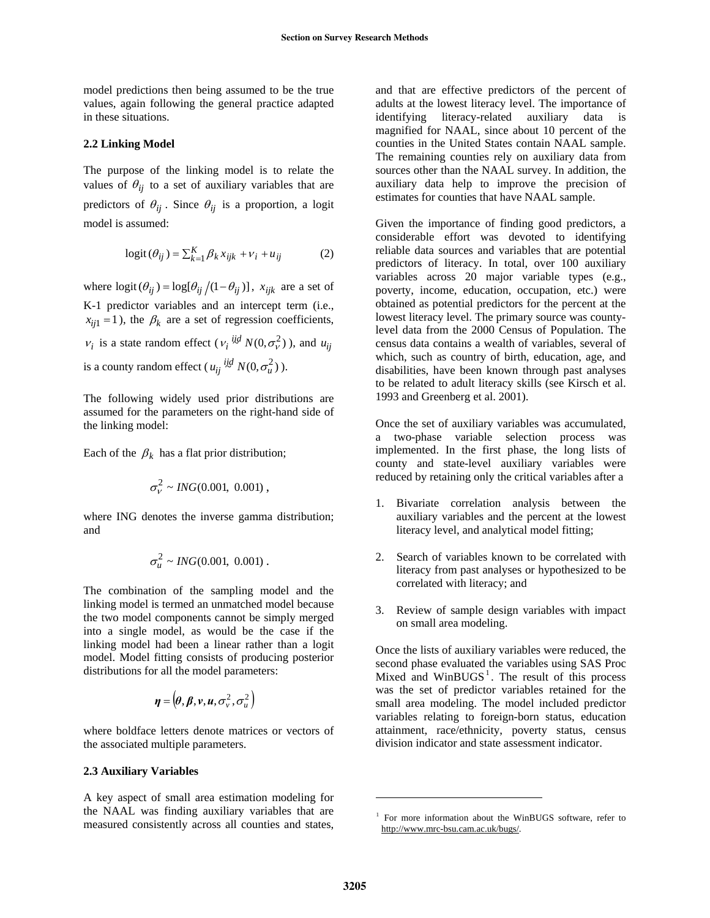model predictions then being assumed to be the true values, again following the general practice adapted in these situations.

### 2.2 Linking Model

The purpose of the linking model is to relate the values of $\theta_{ij}$ to a set of auxiliary variables that are predictors of $\theta_{ij}$. Since $\theta_{ij}$ is a proportion, a logit model is assumed:

$$\text{logit}(\theta_{ij}) = \sum_{k=1}^{K} \beta_k x_{ijk} + \nu_i + u_{ij} \tag{2}$$

where $\text{logit}(\theta_{ij}) = \log[\theta_{ij} / (1-\theta_{ij})]$, $x_{ijk}$ are a set of K-1 predictor variables and an intercept term (i.e., $x_{ij1} = 1$), the $\beta_k$ are a set of regression coefficients, $\nu_i$ is a state random effect ($\nu_i \overset{iid}{\sim} N(0, \sigma_\nu^2)$), and $u_{ij}$ is a county random effect ($u_{ij} \overset{iid}{\sim} N(0, \sigma_u^2)$).

The following widely used prior distributions are assumed for the parameters on the right-hand side of the linking model:

Each of the $\beta_k$ has a flat prior distribution;

$$\sigma_\nu^2 \sim ING(0.001,\ 0.001)\,,$$

where ING denotes the inverse gamma distribution; and

$$\sigma_u^2 \sim ING(0.001,\ 0.001)\,.$$

The combination of the sampling model and the linking model is termed an unmatched model because the two model components cannot be simply merged into a single model, as would be the case if the linking model had been a linear rather than a logit model. Model fitting consists of producing posterior distributions for all the model parameters:

$$\boldsymbol{\eta} = \left(\boldsymbol{\theta}, \boldsymbol{\beta}, \boldsymbol{\nu}, \boldsymbol{u}, \sigma_\nu^2, \sigma_u^2\right)$$

where boldface letters denote matrices or vectors of the associated multiple parameters.

### 2.3 Auxiliary Variables

A key aspect of small area estimation modeling for the NAAL was finding auxiliary variables that are measured consistently across all counties and states, and that are effective predictors of the percent of adults at the lowest literacy level. The importance of identifying literacy-related auxiliary data is magnified for NAAL, since about 10 percent of the counties in the United States contain NAAL sample. The remaining counties rely on auxiliary data from sources other than the NAAL survey. In addition, the auxiliary data help to improve the precision of estimates for counties that have NAAL sample.

Given the importance of finding good predictors, a considerable effort was devoted to identifying reliable data sources and variables that are potential predictors of literacy. In total, over 100 auxiliary variables across 20 major variable types (e.g., poverty, income, education, occupation, etc.) were obtained as potential predictors for the percent at the lowest literacy level. The primary source was county-level data from the 2000 Census of Population. The census data contains a wealth of variables, several of which, such as country of birth, education, age, and disabilities, have been known through past analyses to be related to adult literacy skills (see Kirsch et al. 1993 and Greenberg et al. 2001).

Once the set of auxiliary variables was accumulated, a two-phase variable selection process was implemented. In the first phase, the long lists of county and state-level auxiliary variables were reduced by retaining only the critical variables after a

1. Bivariate correlation analysis between the auxiliary variables and the percent at the lowest literacy level, and analytical model fitting;
2. Search of variables known to be correlated with literacy from past analyses or hypothesized to be correlated with literacy; and
3. Review of sample design variables with impact on small area modeling.

Once the lists of auxiliary variables were reduced, the second phase evaluated the variables using SAS Proc Mixed and WinBUGS[1]. The result of this process was the set of predictor variables retained for the small area modeling. The model included predictor variables relating to foreign-born status, education attainment, race/ethnicity, poverty status, census division indicator and state assessment indicator.

[1] For more information about the WinBUGS software, refer to http://www.mrc-bsu.cam.ac.uk/bugs/.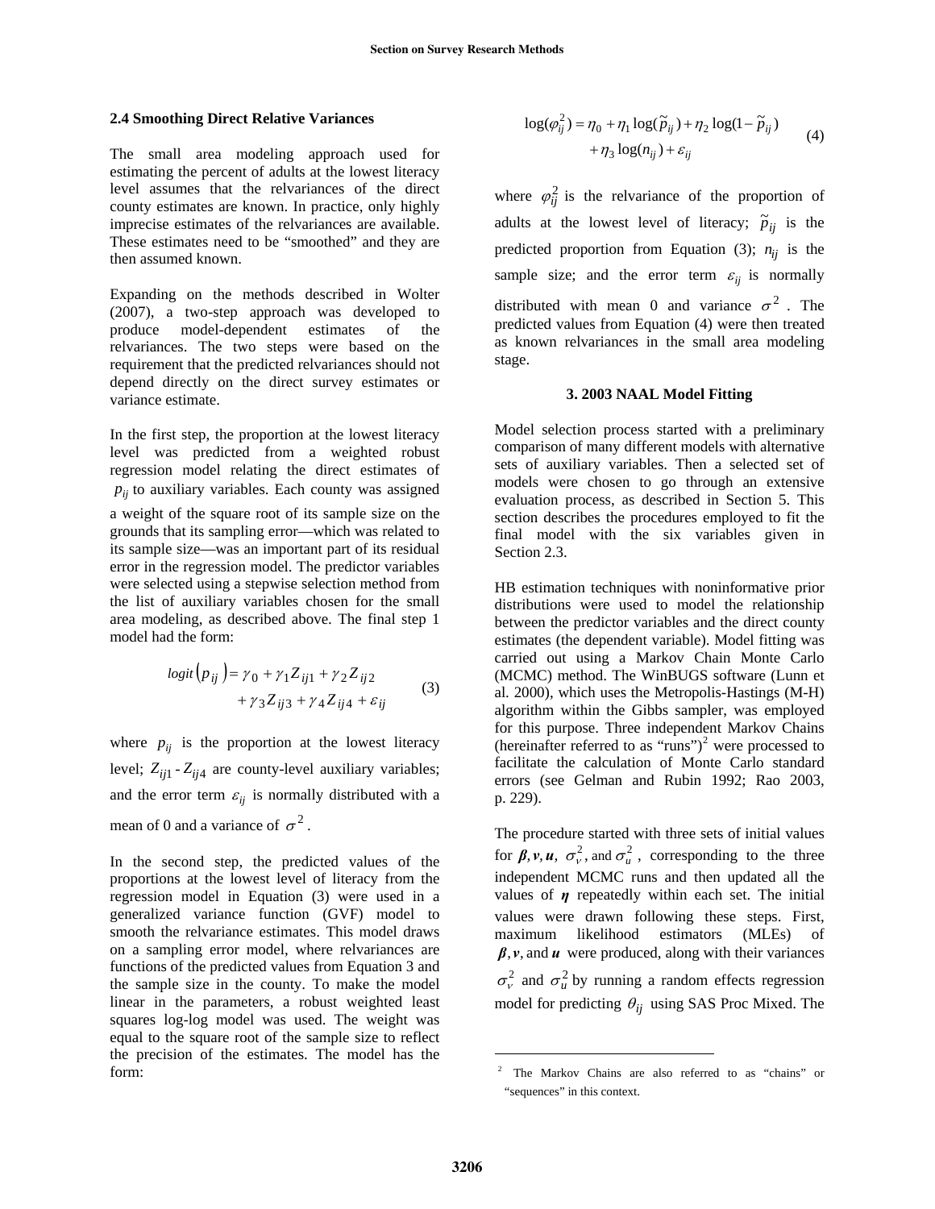### 2.4 Smoothing Direct Relative Variances

The small area modeling approach used for estimating the percent of adults at the lowest literacy level assumes that the relvariances of the direct county estimates are known. In practice, only highly imprecise estimates of the relvariances are available. These estimates need to be "smoothed" and they are then assumed known.

Expanding on the methods described in Wolter (2007), a two-step approach was developed to produce model-dependent estimates of the relvariances. The two steps were based on the requirement that the predicted relvariances should not depend directly on the direct survey estimates or variance estimate.

In the first step, the proportion at the lowest literacy level was predicted from a weighted robust regression model relating the direct estimates of $p_{ij}$ to auxiliary variables. Each county was assigned a weight of the square root of its sample size on the grounds that its sampling error—which was related to its sample size—was an important part of its residual error in the regression model. The predictor variables were selected using a stepwise selection method from the list of auxiliary variables chosen for the small area modeling, as described above. The final step 1 model had the form:

$$logit\left(p_{ij}\right) = \gamma_0 + \gamma_1 Z_{ij1} + \gamma_2 Z_{ij2} + \gamma_3 Z_{ij3} + \gamma_4 Z_{ij4} + \varepsilon_{ij} \tag{3}$$

where $p_{ij}$ is the proportion at the lowest literacy level; $Z_{ij1}$ - $Z_{ij4}$ are county-level auxiliary variables; and the error term $\varepsilon_{ij}$ is normally distributed with a mean of 0 and a variance of $\sigma^2$.

In the second step, the predicted values of the proportions at the lowest level of literacy from the regression model in Equation (3) were used in a generalized variance function (GVF) model to smooth the relvariance estimates. This model draws on a sampling error model, where relvariances are functions of the predicted values from Equation 3 and the sample size in the county. To make the model linear in the parameters, a robust weighted least squares log-log model was used. The weight was equal to the square root of the sample size to reflect the precision of the estimates. The model has the form:

$$\log(\varphi_{ij}^2) = \eta_0 + \eta_1 \log(\tilde{p}_{ij}) + \eta_2 \log(1 - \tilde{p}_{ij}) + \eta_3 \log(n_{ij}) + \varepsilon_{ij} \tag{4}$$

where $\varphi_{ij}^2$ is the relvariance of the proportion of adults at the lowest level of literacy; $\tilde{p}_{ij}$ is the predicted proportion from Equation (3); $n_{ij}$ is the sample size; and the error term $\varepsilon_{ij}$ is normally distributed with mean 0 and variance $\sigma^2$. The predicted values from Equation (4) were then treated as known relvariances in the small area modeling stage.

## 3. 2003 NAAL Model Fitting

Model selection process started with a preliminary comparison of many different models with alternative sets of auxiliary variables. Then a selected set of models were chosen to go through an extensive evaluation process, as described in Section 5. This section describes the procedures employed to fit the final model with the six variables given in Section 2.3.

HB estimation techniques with noninformative prior distributions were used to model the relationship between the predictor variables and the direct county estimates (the dependent variable). Model fitting was carried out using a Markov Chain Monte Carlo (MCMC) method. The WinBUGS software (Lunn et al. 2000), which uses the Metropolis-Hastings (M-H) algorithm within the Gibbs sampler, was employed for this purpose. Three independent Markov Chains (hereinafter referred to as "runs")[2] were processed to facilitate the calculation of Monte Carlo standard errors (see Gelman and Rubin 1992; Rao 2003, p. 229).

The procedure started with three sets of initial values for $\boldsymbol{\beta}, \boldsymbol{v}, \boldsymbol{u}$, $\sigma_v^2$, and $\sigma_u^2$, corresponding to the three independent MCMC runs and then updated all the values of $\boldsymbol{\eta}$ repeatedly within each set. The initial values were drawn following these steps. First, maximum likelihood estimators (MLEs) of $\boldsymbol{\beta}, \boldsymbol{v}$, and $\boldsymbol{u}$ were produced, along with their variances $\sigma_v^2$ and $\sigma_u^2$ by running a random effects regression model for predicting $\theta_{ij}$ using SAS Proc Mixed. The

[2] The Markov Chains are also referred to as "chains" or "sequences" in this context.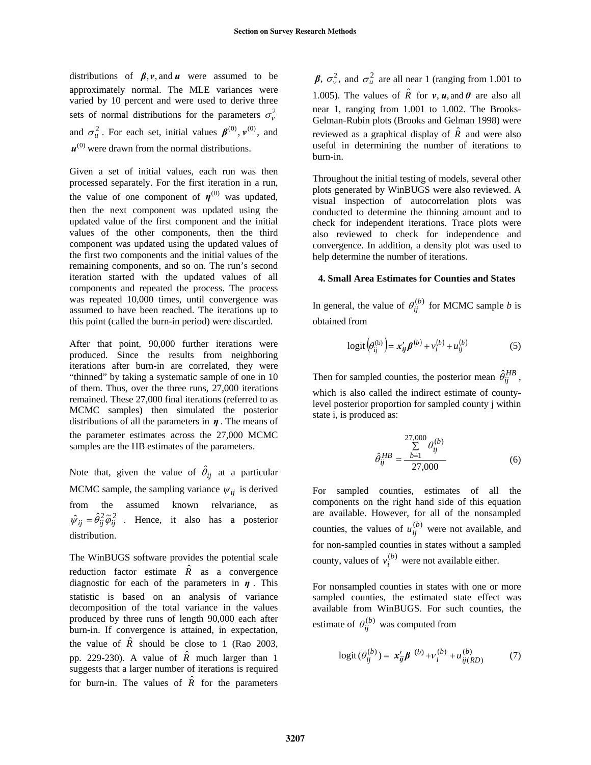distributions of $\boldsymbol{\beta}, \boldsymbol{v}$, and $\boldsymbol{u}$ were assumed to be approximately normal. The MLE variances were varied by 10 percent and were used to derive three sets of normal distributions for the parameters $\sigma_v^2$ and $\sigma_u^2$. For each set, initial values $\boldsymbol{\beta}^{(0)}, \boldsymbol{v}^{(0)}$, and $\boldsymbol{u}^{(0)}$ were drawn from the normal distributions.

Given a set of initial values, each run was then processed separately. For the first iteration in a run, the value of one component of $\boldsymbol{\eta}^{(0)}$ was updated, then the next component was updated using the updated value of the first component and the initial values of the other components, then the third component was updated using the updated values of the first two components and the initial values of the remaining components, and so on. The run's second iteration started with the updated values of all components and repeated the process. The process was repeated 10,000 times, until convergence was assumed to have been reached. The iterations up to this point (called the burn-in period) were discarded.

After that point, 90,000 further iterations were produced. Since the results from neighboring iterations after burn-in are correlated, they were "thinned" by taking a systematic sample of one in 10 of them. Thus, over the three runs, 27,000 iterations remained. These 27,000 final iterations (referred to as MCMC samples) then simulated the posterior distributions of all the parameters in $\boldsymbol{\eta}$. The means of the parameter estimates across the 27,000 MCMC samples are the HB estimates of the parameters.

Note that, given the value of $\hat{\theta}_{ij}$ at a particular MCMC sample, the sampling variance $\psi_{ij}$ is derived from the assumed known relvariance, as $\hat{\psi}_{ij} = \hat{\theta}_{ij}^2 \tilde{\varphi}_{ij}^2$. Hence, it also has a posterior distribution.

The WinBUGS software provides the potential scale reduction factor estimate $\hat{R}$ as a convergence diagnostic for each of the parameters in $\boldsymbol{\eta}$. This statistic is based on an analysis of variance decomposition of the total variance in the values produced by three runs of length 90,000 each after burn-in. If convergence is attained, in expectation, the value of $\hat{R}$ should be close to 1 (Rao 2003, pp. 229-230). A value of $\hat{R}$ much larger than 1 suggests that a larger number of iterations is required for burn-in. The values of $\hat{R}$ for the parameters $\boldsymbol{\beta}$, $\sigma_v^2$, and $\sigma_u^2$ are all near 1 (ranging from 1.001 to 1.005). The values of $\hat{R}$ for $\boldsymbol{v}, \boldsymbol{u}$, and $\boldsymbol{\theta}$ are also all near 1, ranging from 1.001 to 1.002. The Brooks-Gelman-Rubin plots (Brooks and Gelman 1998) were reviewed as a graphical display of $\hat{R}$ and were also useful in determining the number of iterations to burn-in.

Throughout the initial testing of models, several other plots generated by WinBUGS were also reviewed. A visual inspection of autocorrelation plots was conducted to determine the thinning amount and to check for independent iterations. Trace plots were also reviewed to check for independence and convergence. In addition, a density plot was used to help determine the number of iterations.

## 4. Small Area Estimates for Counties and States

In general, the value of $\theta_{ij}^{(b)}$ for MCMC sample *b* is obtained from

$$\operatorname{logit}\left(\theta_{ij}^{(b)}\right) = \boldsymbol{x}_{ij}'\boldsymbol{\beta}^{(b)} + v_i^{(b)} + u_{ij}^{(b)} \tag{5}$$

Then for sampled counties, the posterior mean $\hat{\theta}_{ij}^{HB}$, which is also called the indirect estimate of county-level posterior proportion for sampled county j within state i, is produced as:

$$\hat{\theta}_{ij}^{HB} = \frac{\sum_{b=1}^{27,000} \theta_{ij}^{(b)}}{27,000} \tag{6}$$

For sampled counties, estimates of all the components on the right hand side of this equation are available. However, for all of the nonsampled counties, the values of $u_{ij}^{(b)}$ were not available, and for non-sampled counties in states without a sampled county, values of $v_i^{(b)}$ were not available either.

For nonsampled counties in states with one or more sampled counties, the estimated state effect was available from WinBUGS. For such counties, the estimate of $\theta_{ij}^{(b)}$ was computed from

$$\operatorname{logit}\left(\theta_{ij}^{(b)}\right) = \boldsymbol{x}_{ij}'\boldsymbol{\beta}^{(b)} + v_i^{(b)} + u_{ij(RD)}^{(b)} \tag{7}$$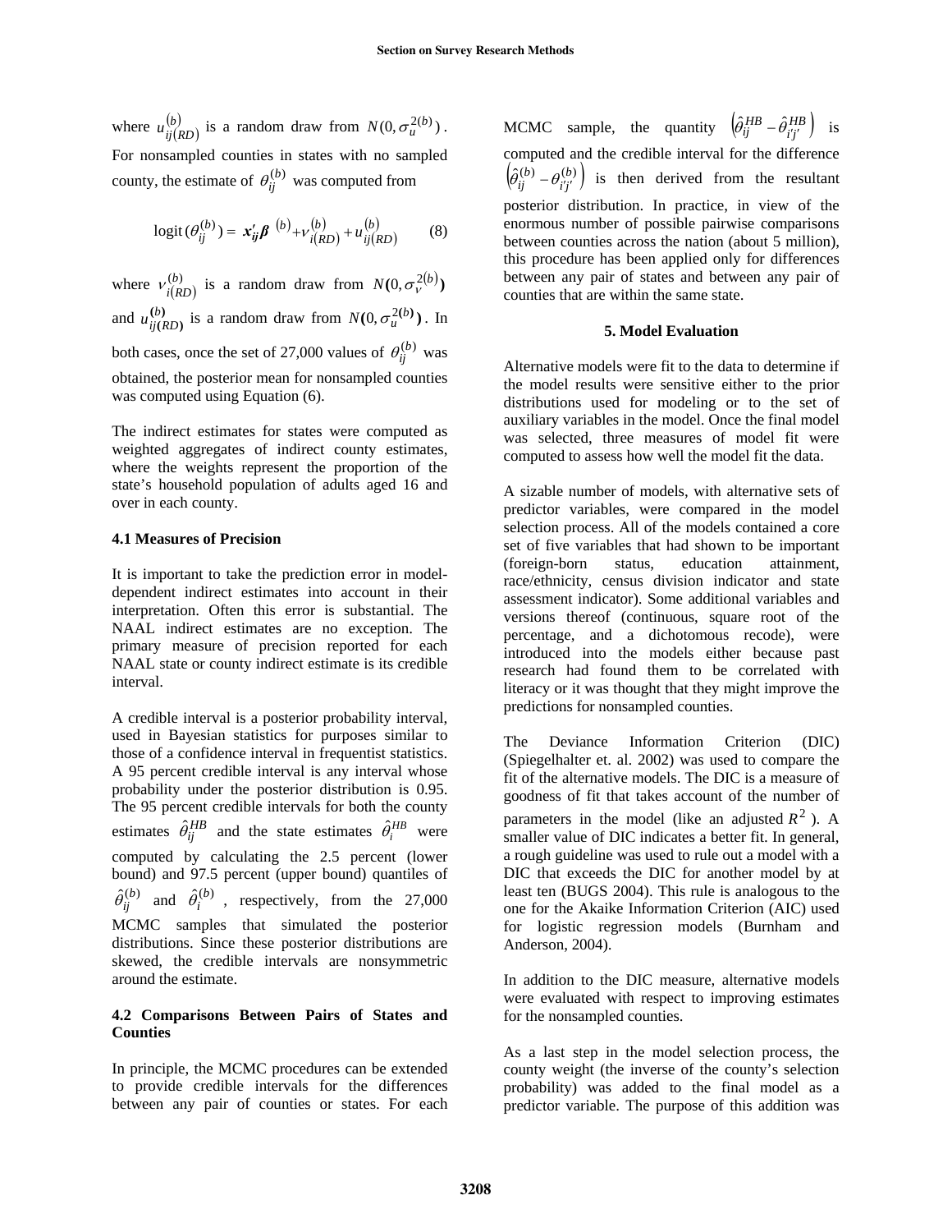where $u_{ij(RD)}^{(b)}$ is a random draw from $N(0, \sigma_u^{2(b)})$. For nonsampled counties in states with no sampled county, the estimate of $\theta_{ij}^{(b)}$ was computed from

$$\text{logit}(\theta_{ij}^{(b)}) = \boldsymbol{x}_{\boldsymbol{ij}}' \boldsymbol{\beta}^{(b)} + v_{i(RD)}^{(b)} + u_{ij(RD)}^{(b)} \qquad (8)$$

where $v_{i(RD)}^{(b)}$ is a random draw from $N(0, \sigma_v^{2(b)})$ and $u_{ij(RD)}^{(b)}$ is a random draw from $N(0, \sigma_u^{2(b)})$. In both cases, once the set of 27,000 values of $\theta_{ij}^{(b)}$ was obtained, the posterior mean for nonsampled counties was computed using Equation (6).

The indirect estimates for states were computed as weighted aggregates of indirect county estimates, where the weights represent the proportion of the state's household population of adults aged 16 and over in each county.

### 4.1 Measures of Precision

It is important to take the prediction error in model-dependent indirect estimates into account in their interpretation. Often this error is substantial. The NAAL indirect estimates are no exception. The primary measure of precision reported for each NAAL state or county indirect estimate is its credible interval.

A credible interval is a posterior probability interval, used in Bayesian statistics for purposes similar to those of a confidence interval in frequentist statistics. A 95 percent credible interval is any interval whose probability under the posterior distribution is 0.95. The 95 percent credible intervals for both the county estimates $\hat{\theta}_{ij}^{HB}$ and the state estimates $\hat{\theta}_{i}^{HB}$ were computed by calculating the 2.5 percent (lower bound) and 97.5 percent (upper bound) quantiles of $\hat{\theta}_{ij}^{(b)}$ and $\hat{\theta}_{i}^{(b)}$, respectively, from the 27,000 MCMC samples that simulated the posterior distributions. Since these posterior distributions are skewed, the credible intervals are nonsymmetric around the estimate.

### 4.2 Comparisons Between Pairs of States and Counties

In principle, the MCMC procedures can be extended to provide credible intervals for the differences between any pair of counties or states. For each MCMC sample, the quantity $\left(\hat{\theta}_{ij}^{HB} - \hat{\theta}_{i'j'}^{HB}\right)$ is computed and the credible interval for the difference $\left(\hat{\theta}_{ij}^{(b)} - \theta_{i'j'}^{(b)}\right)$ is then derived from the resultant posterior distribution. In practice, in view of the enormous number of possible pairwise comparisons between counties across the nation (about 5 million), this procedure has been applied only for differences between any pair of states and between any pair of counties that are within the same state.

## 5. Model Evaluation

Alternative models were fit to the data to determine if the model results were sensitive either to the prior distributions used for modeling or to the set of auxiliary variables in the model. Once the final model was selected, three measures of model fit were computed to assess how well the model fit the data.

A sizable number of models, with alternative sets of predictor variables, were compared in the model selection process. All of the models contained a core set of five variables that had shown to be important (foreign-born status, education attainment, race/ethnicity, census division indicator and state assessment indicator). Some additional variables and versions thereof (continuous, square root of the percentage, and a dichotomous recode), were introduced into the models either because past research had found them to be correlated with literacy or it was thought that they might improve the predictions for nonsampled counties.

The Deviance Information Criterion (DIC) (Spiegelhalter et. al. 2002) was used to compare the fit of the alternative models. The DIC is a measure of goodness of fit that takes account of the number of parameters in the model (like an adjusted $R^2$). A smaller value of DIC indicates a better fit. In general, a rough guideline was used to rule out a model with a DIC that exceeds the DIC for another model by at least ten (BUGS 2004). This rule is analogous to the one for the Akaike Information Criterion (AIC) used for logistic regression models (Burnham and Anderson, 2004).

In addition to the DIC measure, alternative models were evaluated with respect to improving estimates for the nonsampled counties.

As a last step in the model selection process, the county weight (the inverse of the county's selection probability) was added to the final model as a predictor variable. The purpose of this addition was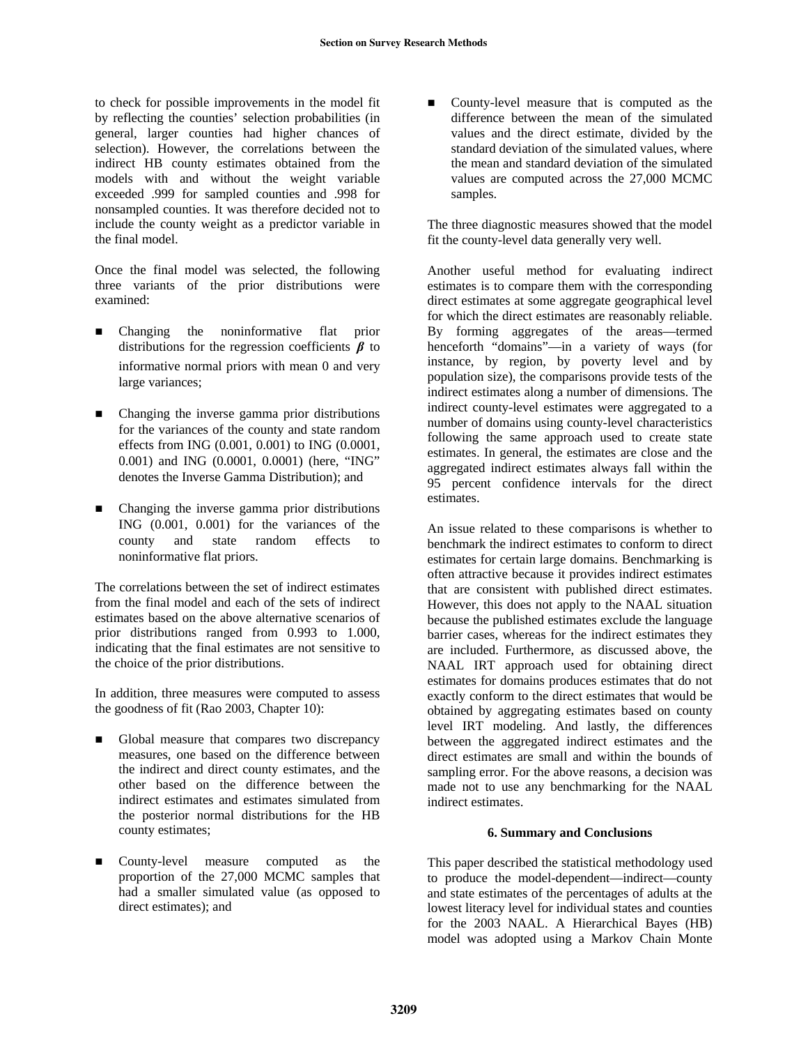to check for possible improvements in the model fit by reflecting the counties' selection probabilities (in general, larger counties had higher chances of selection). However, the correlations between the indirect HB county estimates obtained from the models with and without the weight variable exceeded .999 for sampled counties and .998 for nonsampled counties. It was therefore decided not to include the county weight as a predictor variable in the final model.

Once the final model was selected, the following three variants of the prior distributions were examined:

- Changing the noninformative flat prior distributions for the regression coefficients $\boldsymbol{\beta}$ to informative normal priors with mean 0 and very large variances;
- Changing the inverse gamma prior distributions for the variances of the county and state random effects from ING (0.001, 0.001) to ING (0.0001, 0.001) and ING (0.0001, 0.0001) (here, "ING" denotes the Inverse Gamma Distribution); and
- Changing the inverse gamma prior distributions ING (0.001, 0.001) for the variances of the county and state random effects to noninformative flat priors.

The correlations between the set of indirect estimates from the final model and each of the sets of indirect estimates based on the above alternative scenarios of prior distributions ranged from 0.993 to 1.000, indicating that the final estimates are not sensitive to the choice of the prior distributions.

In addition, three measures were computed to assess the goodness of fit (Rao 2003, Chapter 10):

- Global measure that compares two discrepancy measures, one based on the difference between the indirect and direct county estimates, and the other based on the difference between the indirect estimates and estimates simulated from the posterior normal distributions for the HB county estimates;
- County-level measure computed as the proportion of the 27,000 MCMC samples that had a smaller simulated value (as opposed to direct estimates); and
- County-level measure that is computed as the difference between the mean of the simulated values and the direct estimate, divided by the standard deviation of the simulated values, where the mean and standard deviation of the simulated values are computed across the 27,000 MCMC samples.

The three diagnostic measures showed that the model fit the county-level data generally very well.

Another useful method for evaluating indirect estimates is to compare them with the corresponding direct estimates at some aggregate geographical level for which the direct estimates are reasonably reliable. By forming aggregates of the areas—termed henceforth "domains"—in a variety of ways (for instance, by region, by poverty level and by population size), the comparisons provide tests of the indirect estimates along a number of dimensions. The indirect county-level estimates were aggregated to a number of domains using county-level characteristics following the same approach used to create state estimates. In general, the estimates are close and the aggregated indirect estimates always fall within the 95 percent confidence intervals for the direct estimates.

An issue related to these comparisons is whether to benchmark the indirect estimates to conform to direct estimates for certain large domains. Benchmarking is often attractive because it provides indirect estimates that are consistent with published direct estimates. However, this does not apply to the NAAL situation because the published estimates exclude the language barrier cases, whereas for the indirect estimates they are included. Furthermore, as discussed above, the NAAL IRT approach used for obtaining direct estimates for domains produces estimates that do not exactly conform to the direct estimates that would be obtained by aggregating estimates based on county level IRT modeling. And lastly, the differences between the aggregated indirect estimates and the direct estimates are small and within the bounds of sampling error. For the above reasons, a decision was made not to use any benchmarking for the NAAL indirect estimates.

## 6. Summary and Conclusions

This paper described the statistical methodology used to produce the model-dependent—indirect—county and state estimates of the percentages of adults at the lowest literacy level for individual states and counties for the 2003 NAAL. A Hierarchical Bayes (HB) model was adopted using a Markov Chain Monte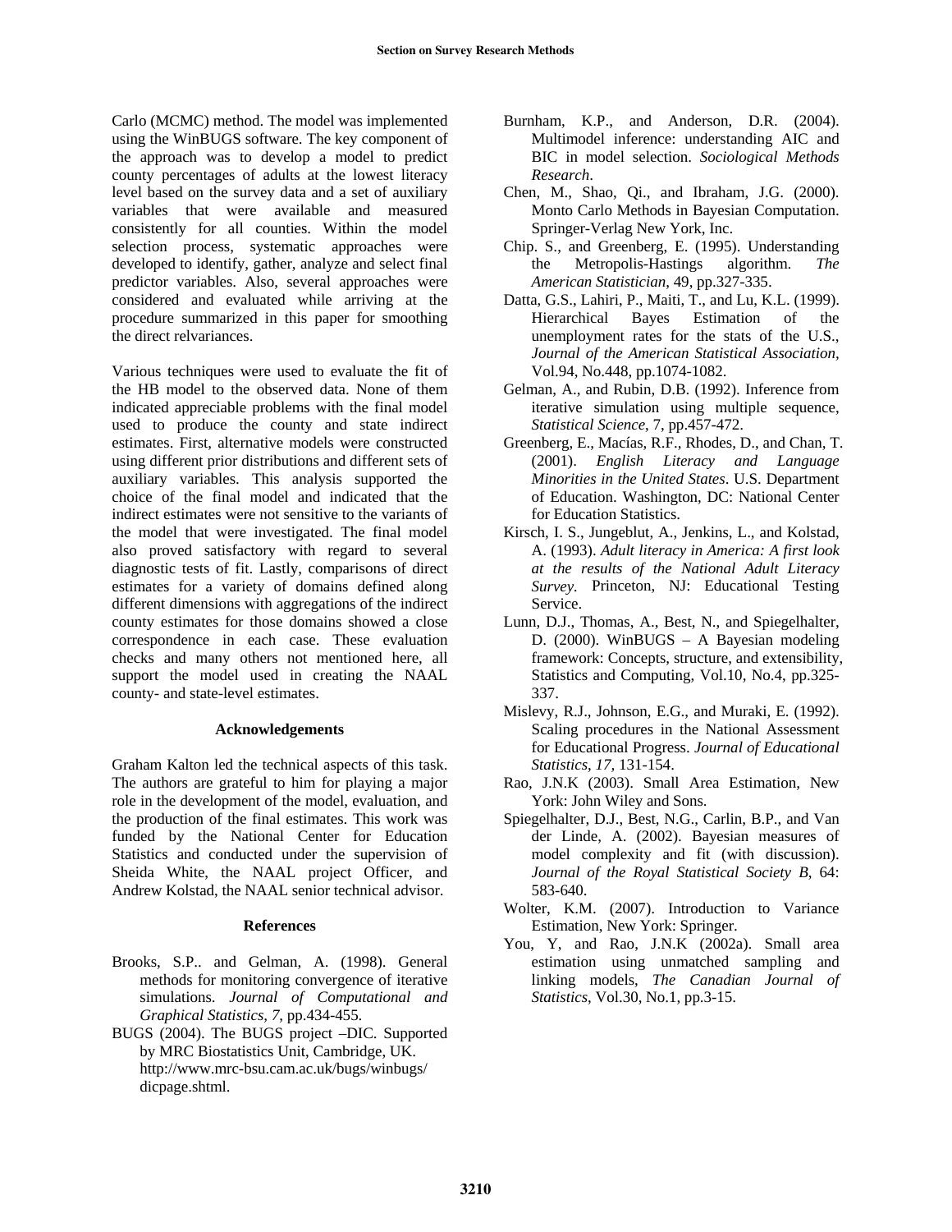Carlo (MCMC) method. The model was implemented using the WinBUGS software. The key component of the approach was to develop a model to predict county percentages of adults at the lowest literacy level based on the survey data and a set of auxiliary variables that were available and measured consistently for all counties. Within the model selection process, systematic approaches were developed to identify, gather, analyze and select final predictor variables. Also, several approaches were considered and evaluated while arriving at the procedure summarized in this paper for smoothing the direct relvariances.

Various techniques were used to evaluate the fit of the HB model to the observed data. None of them indicated appreciable problems with the final model used to produce the county and state indirect estimates. First, alternative models were constructed using different prior distributions and different sets of auxiliary variables. This analysis supported the choice of the final model and indicated that the indirect estimates were not sensitive to the variants of the model that were investigated. The final model also proved satisfactory with regard to several diagnostic tests of fit. Lastly, comparisons of direct estimates for a variety of domains defined along different dimensions with aggregations of the indirect county estimates for those domains showed a close correspondence in each case. These evaluation checks and many others not mentioned here, all support the model used in creating the NAAL county- and state-level estimates.

## Acknowledgements

Graham Kalton led the technical aspects of this task. The authors are grateful to him for playing a major role in the development of the model, evaluation, and the production of the final estimates. This work was funded by the National Center for Education Statistics and conducted under the supervision of Sheida White, the NAAL project Officer, and Andrew Kolstad, the NAAL senior technical advisor.

## References

Brooks, S.P.. and Gelman, A. (1998). General methods for monitoring convergence of iterative simulations. *Journal of Computational and Graphical Statistics*, *7*, pp.434-455.

BUGS (2004). The BUGS project –DIC. Supported by MRC Biostatistics Unit, Cambridge, UK. http://www.mrc-bsu.cam.ac.uk/bugs/winbugs/dicpage.shtml.

Burnham, K.P., and Anderson, D.R. (2004). Multimodel inference: understanding AIC and BIC in model selection. *Sociological Methods Research*.

Chen, M., Shao, Qi., and Ibraham, J.G. (2000). Monto Carlo Methods in Bayesian Computation. Springer-Verlag New York, Inc.

Chip. S., and Greenberg, E. (1995). Understanding the Metropolis-Hastings algorithm. *The American Statistician*, 49, pp.327-335.

Datta, G.S., Lahiri, P., Maiti, T., and Lu, K.L. (1999). Hierarchical Bayes Estimation of the unemployment rates for the stats of the U.S., *Journal of the American Statistical Association*, Vol.94, No.448, pp.1074-1082.

Gelman, A., and Rubin, D.B. (1992). Inference from iterative simulation using multiple sequence, *Statistical Science*, 7, pp.457-472.

Greenberg, E., Macías, R.F., Rhodes, D., and Chan, T. (2001). *English Literacy and Language Minorities in the United States*. U.S. Department of Education. Washington, DC: National Center for Education Statistics.

Kirsch, I. S., Jungeblut, A., Jenkins, L., and Kolstad, A. (1993). *Adult literacy in America: A first look at the results of the National Adult Literacy Survey*. Princeton, NJ: Educational Testing Service.

Lunn, D.J., Thomas, A., Best, N., and Spiegelhalter, D. (2000). WinBUGS – A Bayesian modeling framework: Concepts, structure, and extensibility, Statistics and Computing, Vol.10, No.4, pp.325-337.

Mislevy, R.J., Johnson, E.G., and Muraki, E. (1992). Scaling procedures in the National Assessment for Educational Progress. *Journal of Educational Statistics*, *17*, 131-154.

Rao, J.N.K (2003). Small Area Estimation, New York: John Wiley and Sons.

Spiegelhalter, D.J., Best, N.G., Carlin, B.P., and Van der Linde, A. (2002). Bayesian measures of model complexity and fit (with discussion). *Journal of the Royal Statistical Society B*, 64: 583-640.

Wolter, K.M. (2007). Introduction to Variance Estimation, New York: Springer.

You, Y, and Rao, J.N.K (2002a). Small area estimation using unmatched sampling and linking models, *The Canadian Journal of Statistics*, Vol.30, No.1, pp.3-15.